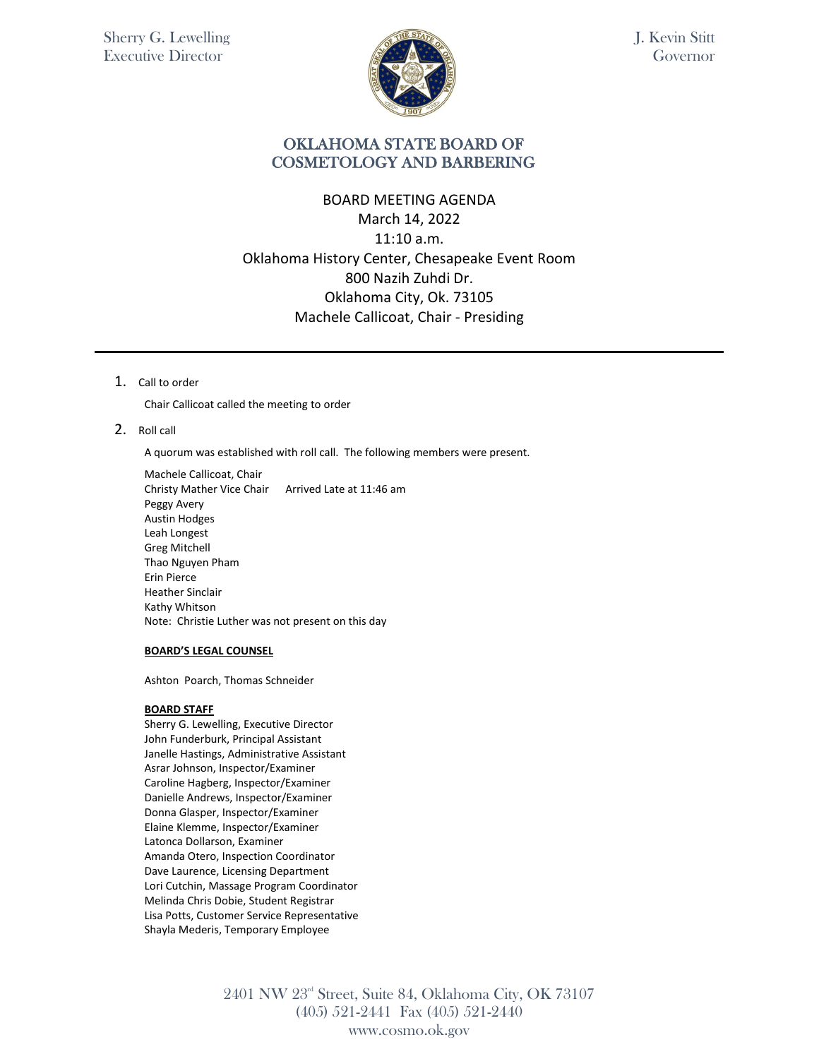Sherry G. Lewelling
Executive Director

J. Kevin Stitt
Governor

# OKLAHOMA STATE BOARD OF COSMETOLOGY AND BARBERING

## BOARD MEETING AGENDA

March 14, 2022
11:10 a.m.
Oklahoma History Center, Chesapeake Event Room
800 Nazih Zuhdi Dr.
Oklahoma City, Ok. 73105
Machele Callicoat, Chair - Presiding

---

1. Call to order

   Chair Callicoat called the meeting to order

2. Roll call

   A quorum was established with roll call. The following members were present.

   Machele Callicoat, Chair
   Christy Mather Vice Chair Arrived Late at 11:46 am
   Peggy Avery
   Austin Hodges
   Leah Longest
   Greg Mitchell
   Thao Nguyen Pham
   Erin Pierce
   Heather Sinclair
   Kathy Whitson
   Note: Christie Luther was not present on this day

   **BOARD'S LEGAL COUNSEL**

   Ashton Poarch, Thomas Schneider

   **BOARD STAFF**
   Sherry G. Lewelling, Executive Director
   John Funderburk, Principal Assistant
   Janelle Hastings, Administrative Assistant
   Asrar Johnson, Inspector/Examiner
   Caroline Hagberg, Inspector/Examiner
   Danielle Andrews, Inspector/Examiner
   Donna Glasper, Inspector/Examiner
   Elaine Klemme, Inspector/Examiner
   Latonca Dollarson, Examiner
   Amanda Otero, Inspection Coordinator
   Dave Laurence, Licensing Department
   Lori Cutchin, Massage Program Coordinator
   Melinda Chris Dobie, Student Registrar
   Lisa Potts, Customer Service Representative
   Shayla Mederis, Temporary Employee

2401 NW 23rd Street, Suite 84, Oklahoma City, OK 73107
(405) 521-2441 Fax (405) 521-2440
www.cosmo.ok.gov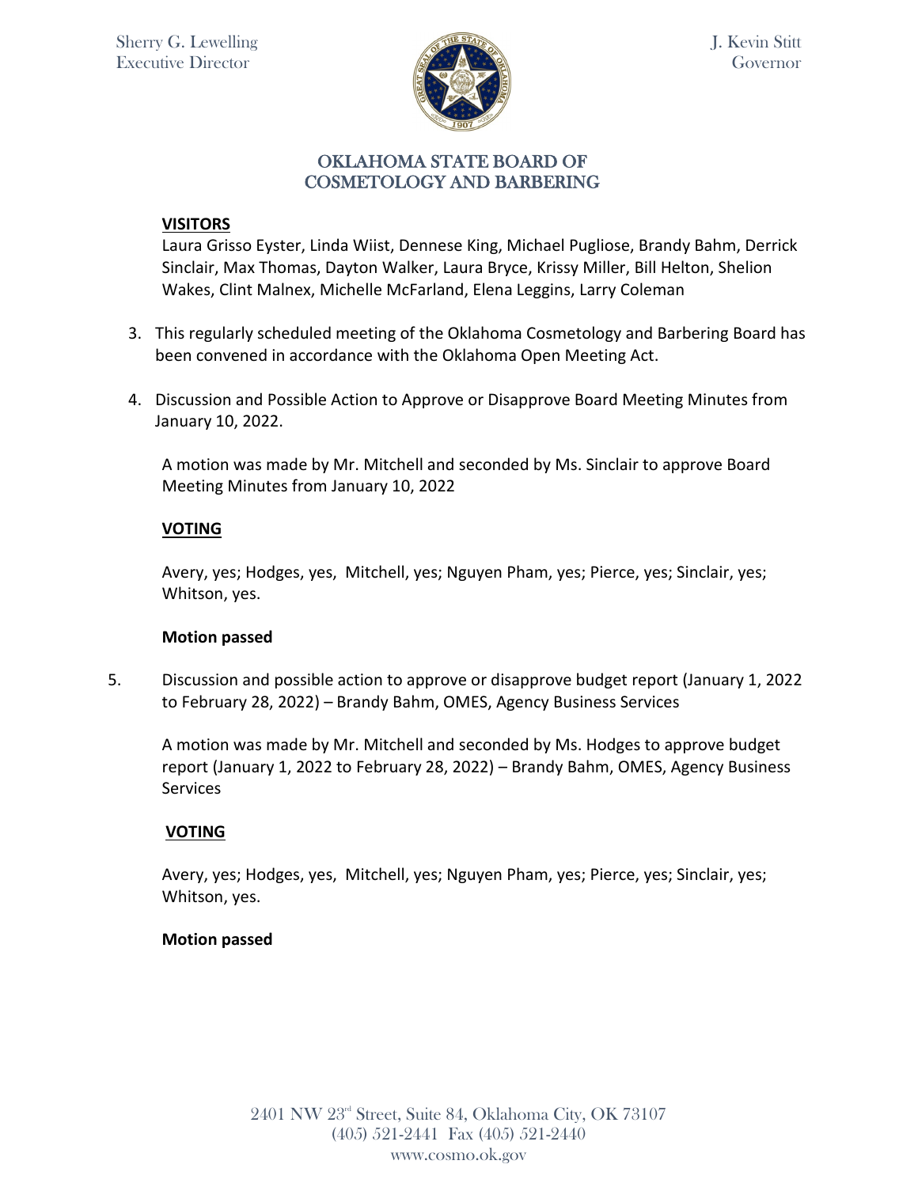**VISITORS**

Laura Grisso Eyster, Linda Wiist, Dennese King, Michael Pugliose, Brandy Bahm, Derrick Sinclair, Max Thomas, Dayton Walker, Laura Bryce, Krissy Miller, Bill Helton, Shelion Wakes, Clint Malnex, Michelle McFarland, Elena Leggins, Larry Coleman

3. This regularly scheduled meeting of the Oklahoma Cosmetology and Barbering Board has been convened in accordance with the Oklahoma Open Meeting Act.

4. Discussion and Possible Action to Approve or Disapprove Board Meeting Minutes from January 10, 2022.

   A motion was made by Mr. Mitchell and seconded by Ms. Sinclair to approve Board Meeting Minutes from January 10, 2022

   **VOTING**

   Avery, yes; Hodges, yes, Mitchell, yes; Nguyen Pham, yes; Pierce, yes; Sinclair, yes; Whitson, yes.

   **Motion passed**

5. Discussion and possible action to approve or disapprove budget report (January 1, 2022 to February 28, 2022) – Brandy Bahm, OMES, Agency Business Services

   A motion was made by Mr. Mitchell and seconded by Ms. Hodges to approve budget report (January 1, 2022 to February 28, 2022) – Brandy Bahm, OMES, Agency Business Services

   **VOTING**

   Avery, yes; Hodges, yes, Mitchell, yes; Nguyen Pham, yes; Pierce, yes; Sinclair, yes; Whitson, yes.

   **Motion passed**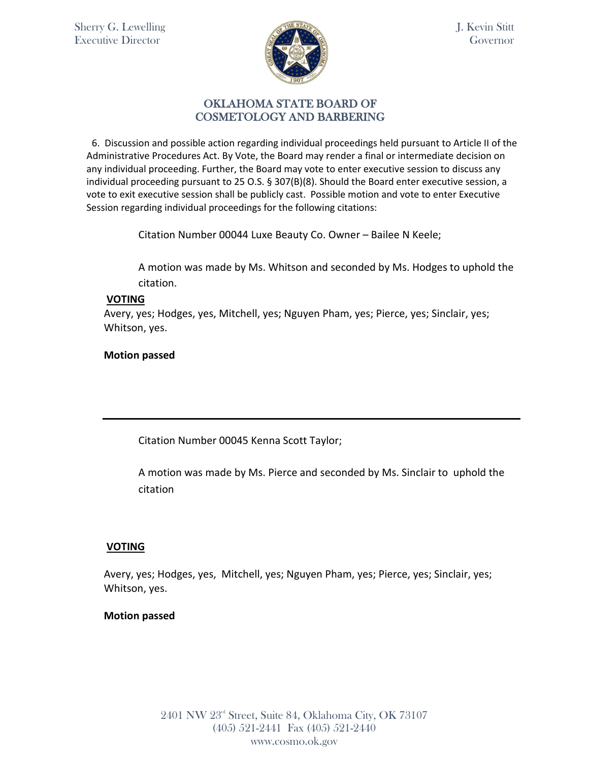Sherry G. Lewelling
Executive Director

J. Kevin Stitt
Governor

## OKLAHOMA STATE BOARD OF COSMETOLOGY AND BARBERING

6. Discussion and possible action regarding individual proceedings held pursuant to Article II of the Administrative Procedures Act. By Vote, the Board may render a final or intermediate decision on any individual proceeding. Further, the Board may vote to enter executive session to discuss any individual proceeding pursuant to 25 O.S. § 307(B)(8). Should the Board enter executive session, a vote to exit executive session shall be publicly cast. Possible motion and vote to enter Executive Session regarding individual proceedings for the following citations:

Citation Number 00044 Luxe Beauty Co. Owner – Bailee N Keele;

A motion was made by Ms. Whitson and seconded by Ms. Hodges to uphold the citation.

**VOTING**

Avery, yes; Hodges, yes, Mitchell, yes; Nguyen Pham, yes; Pierce, yes; Sinclair, yes; Whitson, yes.

**Motion passed**

---

Citation Number 00045 Kenna Scott Taylor;

A motion was made by Ms. Pierce and seconded by Ms. Sinclair to uphold the citation

**VOTING**

Avery, yes; Hodges, yes, Mitchell, yes; Nguyen Pham, yes; Pierce, yes; Sinclair, yes; Whitson, yes.

**Motion passed**

2401 NW 23rd Street, Suite 84, Oklahoma City, OK 73107
(405) 521-2441 Fax (405) 521-2440
www.cosmo.ok.gov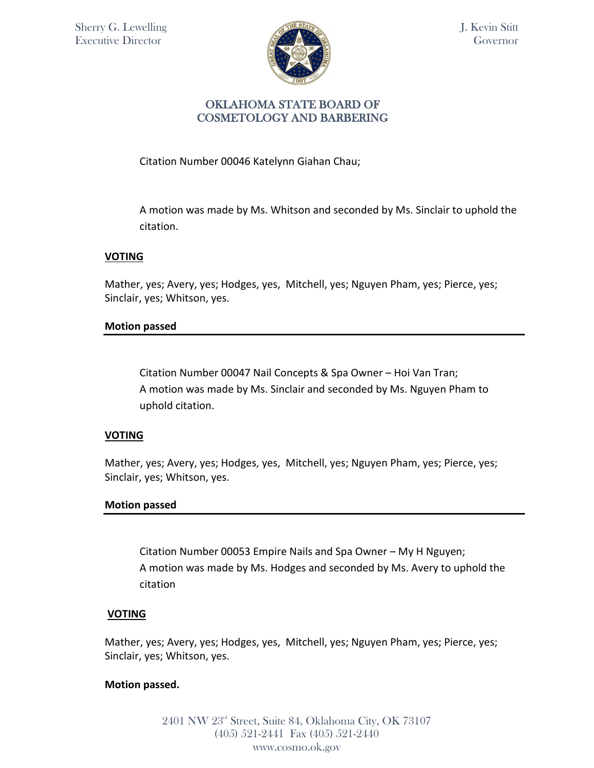Citation Number 00046 Katelynn Giahan Chau;

A motion was made by Ms. Whitson and seconded by Ms. Sinclair to uphold the citation.

**VOTING**

Mather, yes; Avery, yes; Hodges, yes, Mitchell, yes; Nguyen Pham, yes; Pierce, yes; Sinclair, yes; Whitson, yes.

**Motion passed**

---

Citation Number 00047 Nail Concepts & Spa Owner – Hoi Van Tran;
A motion was made by Ms. Sinclair and seconded by Ms. Nguyen Pham to uphold citation.

**VOTING**

Mather, yes; Avery, yes; Hodges, yes, Mitchell, yes; Nguyen Pham, yes; Pierce, yes; Sinclair, yes; Whitson, yes.

**Motion passed**

---

Citation Number 00053 Empire Nails and Spa Owner – My H Nguyen;
A motion was made by Ms. Hodges and seconded by Ms. Avery to uphold the citation

**VOTING**

Mather, yes; Avery, yes; Hodges, yes, Mitchell, yes; Nguyen Pham, yes; Pierce, yes; Sinclair, yes; Whitson, yes.

**Motion passed.**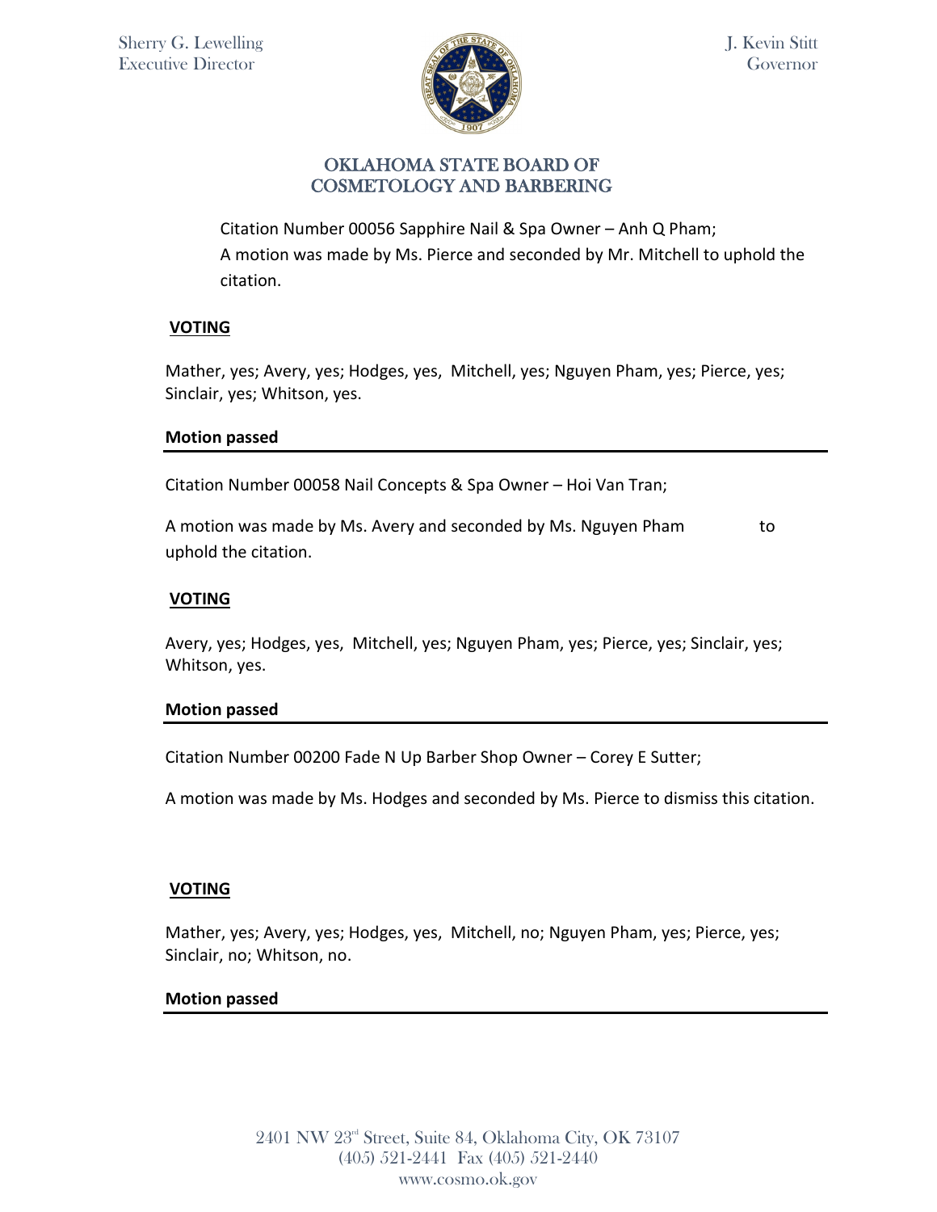Citation Number 00056 Sapphire Nail & Spa Owner – Anh Q Pham;
A motion was made by Ms. Pierce and seconded by Mr. Mitchell to uphold the citation.

**VOTING**

Mather, yes; Avery, yes; Hodges, yes, Mitchell, yes; Nguyen Pham, yes; Pierce, yes; Sinclair, yes; Whitson, yes.

**Motion passed**

---

Citation Number 00058 Nail Concepts & Spa Owner – Hoi Van Tran;

A motion was made by Ms. Avery and seconded by Ms. Nguyen Pham to uphold the citation.

**VOTING**

Avery, yes; Hodges, yes, Mitchell, yes; Nguyen Pham, yes; Pierce, yes; Sinclair, yes; Whitson, yes.

**Motion passed**

---

Citation Number 00200 Fade N Up Barber Shop Owner – Corey E Sutter;

A motion was made by Ms. Hodges and seconded by Ms. Pierce to dismiss this citation.

**VOTING**

Mather, yes; Avery, yes; Hodges, yes, Mitchell, no; Nguyen Pham, yes; Pierce, yes; Sinclair, no; Whitson, no.

**Motion passed**

---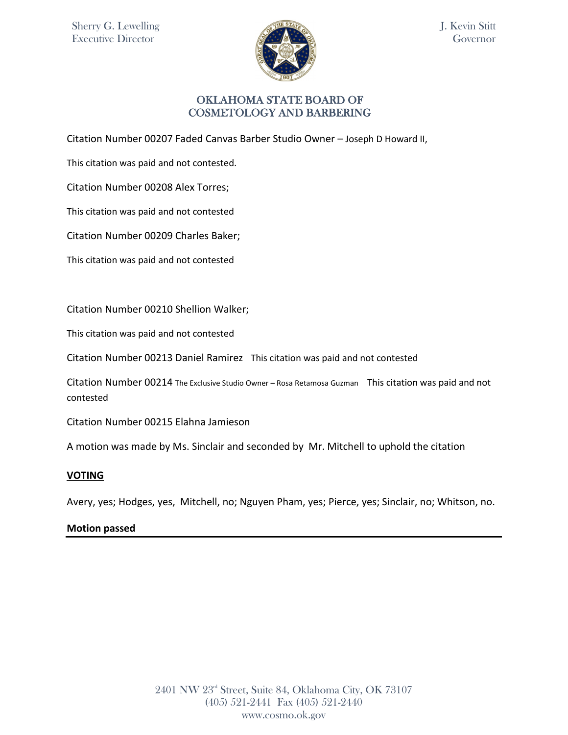Sherry G. Lewelling
Executive Director

J. Kevin Stitt
Governor

## OKLAHOMA STATE BOARD OF COSMETOLOGY AND BARBERING

Citation Number 00207 Faded Canvas Barber Studio Owner – Joseph D Howard II,

This citation was paid and not contested.

Citation Number 00208 Alex Torres;

This citation was paid and not contested

Citation Number 00209 Charles Baker;

This citation was paid and not contested

Citation Number 00210 Shellion Walker;

This citation was paid and not contested

Citation Number 00213 Daniel Ramirez This citation was paid and not contested

Citation Number 00214 The Exclusive Studio Owner – Rosa Retamosa Guzman This citation was paid and not contested

Citation Number 00215 Elahna Jamieson

A motion was made by Ms. Sinclair and seconded by Mr. Mitchell to uphold the citation

**VOTING**

Avery, yes; Hodges, yes, Mitchell, no; Nguyen Pham, yes; Pierce, yes; Sinclair, no; Whitson, no.

**Motion passed**

2401 NW 23rd Street, Suite 84, Oklahoma City, OK 73107
(405) 521-2441 Fax (405) 521-2440
www.cosmo.ok.gov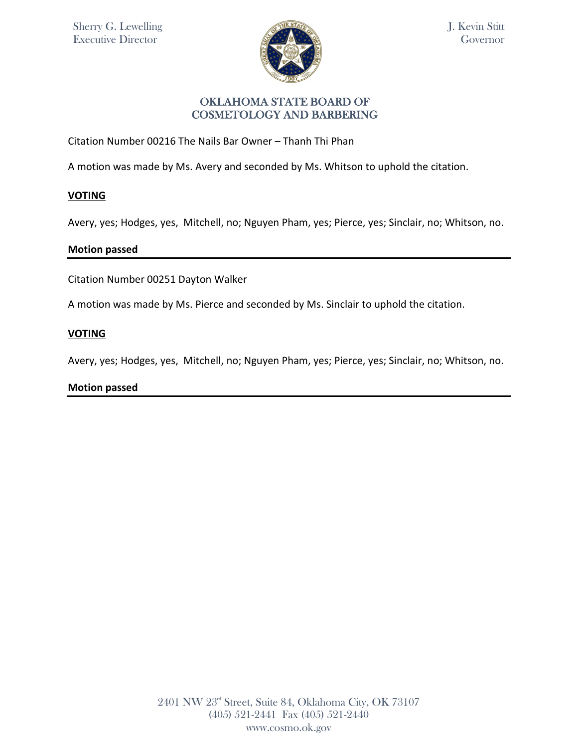Citation Number 00216 The Nails Bar Owner – Thanh Thi Phan

A motion was made by Ms. Avery and seconded by Ms. Whitson to uphold the citation.

**VOTING**

Avery, yes; Hodges, yes, Mitchell, no; Nguyen Pham, yes; Pierce, yes; Sinclair, no; Whitson, no.

**Motion passed**

---

Citation Number 00251 Dayton Walker

A motion was made by Ms. Pierce and seconded by Ms. Sinclair to uphold the citation.

**VOTING**

Avery, yes; Hodges, yes, Mitchell, no; Nguyen Pham, yes; Pierce, yes; Sinclair, no; Whitson, no.

**Motion passed**

---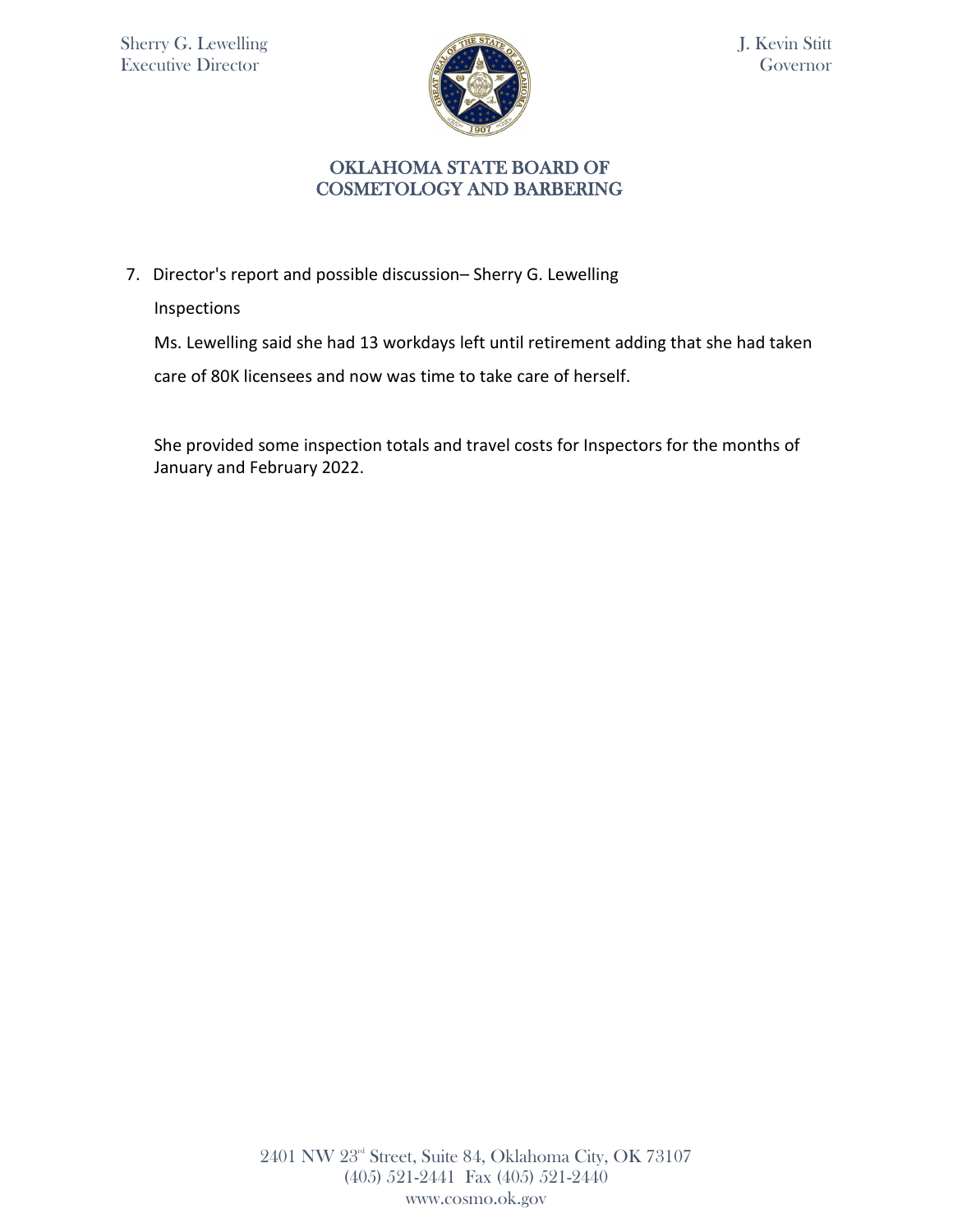7. Director's report and possible discussion– Sherry G. Lewelling

   Inspections

   Ms. Lewelling said she had 13 workdays left until retirement adding that she had taken care of 80K licensees and now was time to take care of herself.

   She provided some inspection totals and travel costs for Inspectors for the months of January and February 2022.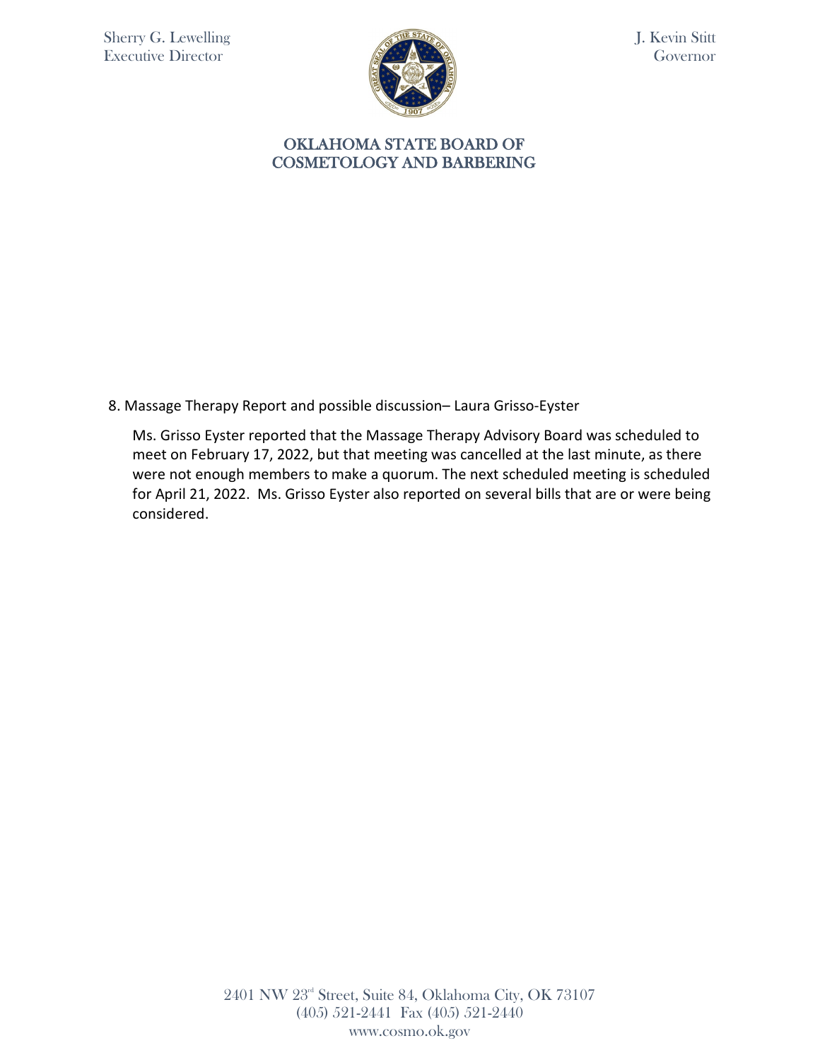8. Massage Therapy Report and possible discussion– Laura Grisso-Eyster

Ms. Grisso Eyster reported that the Massage Therapy Advisory Board was scheduled to meet on February 17, 2022, but that meeting was cancelled at the last minute, as there were not enough members to make a quorum. The next scheduled meeting is scheduled for April 21, 2022. Ms. Grisso Eyster also reported on several bills that are or were being considered.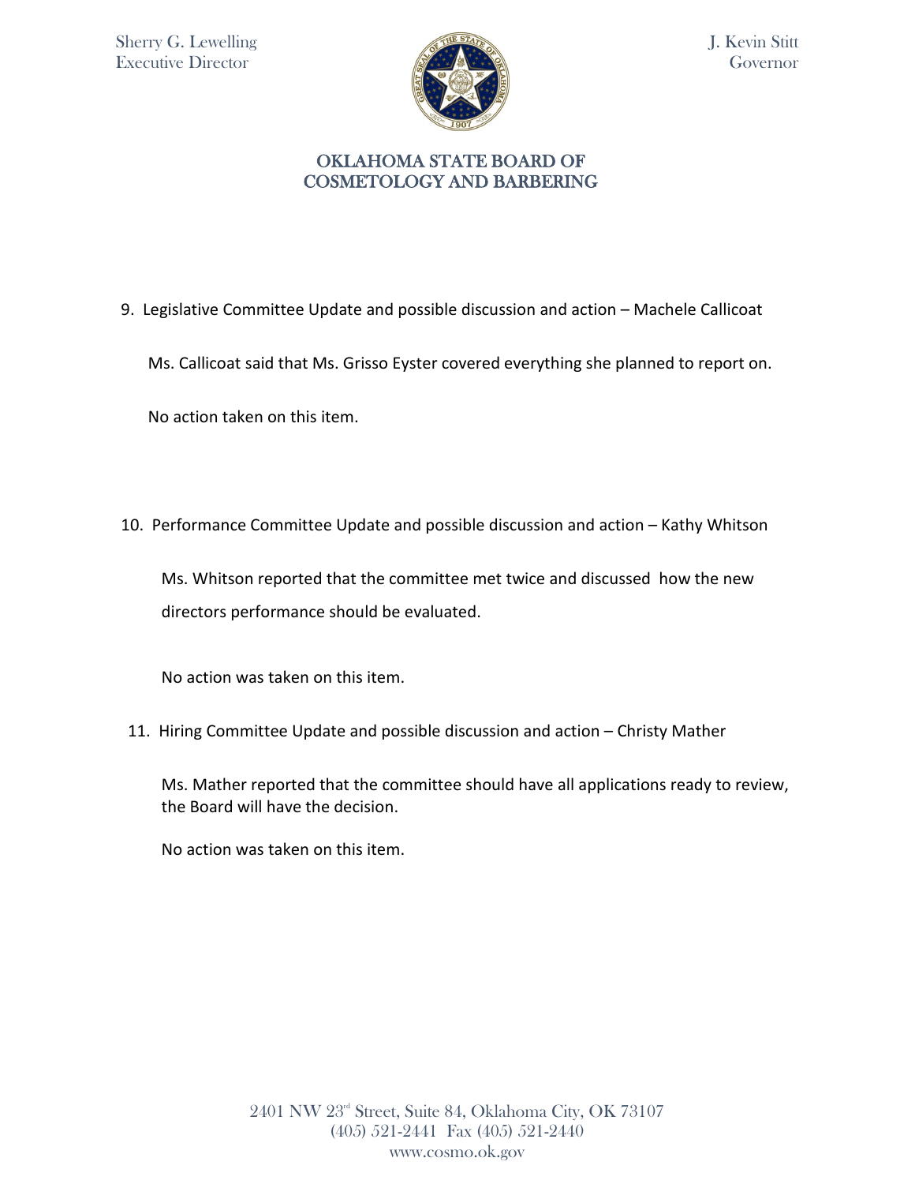9. Legislative Committee Update and possible discussion and action – Machele Callicoat

Ms. Callicoat said that Ms. Grisso Eyster covered everything she planned to report on.

No action taken on this item.

10. Performance Committee Update and possible discussion and action – Kathy Whitson

Ms. Whitson reported that the committee met twice and discussed how the new directors performance should be evaluated.

No action was taken on this item.

11. Hiring Committee Update and possible discussion and action – Christy Mather

Ms. Mather reported that the committee should have all applications ready to review, the Board will have the decision.

No action was taken on this item.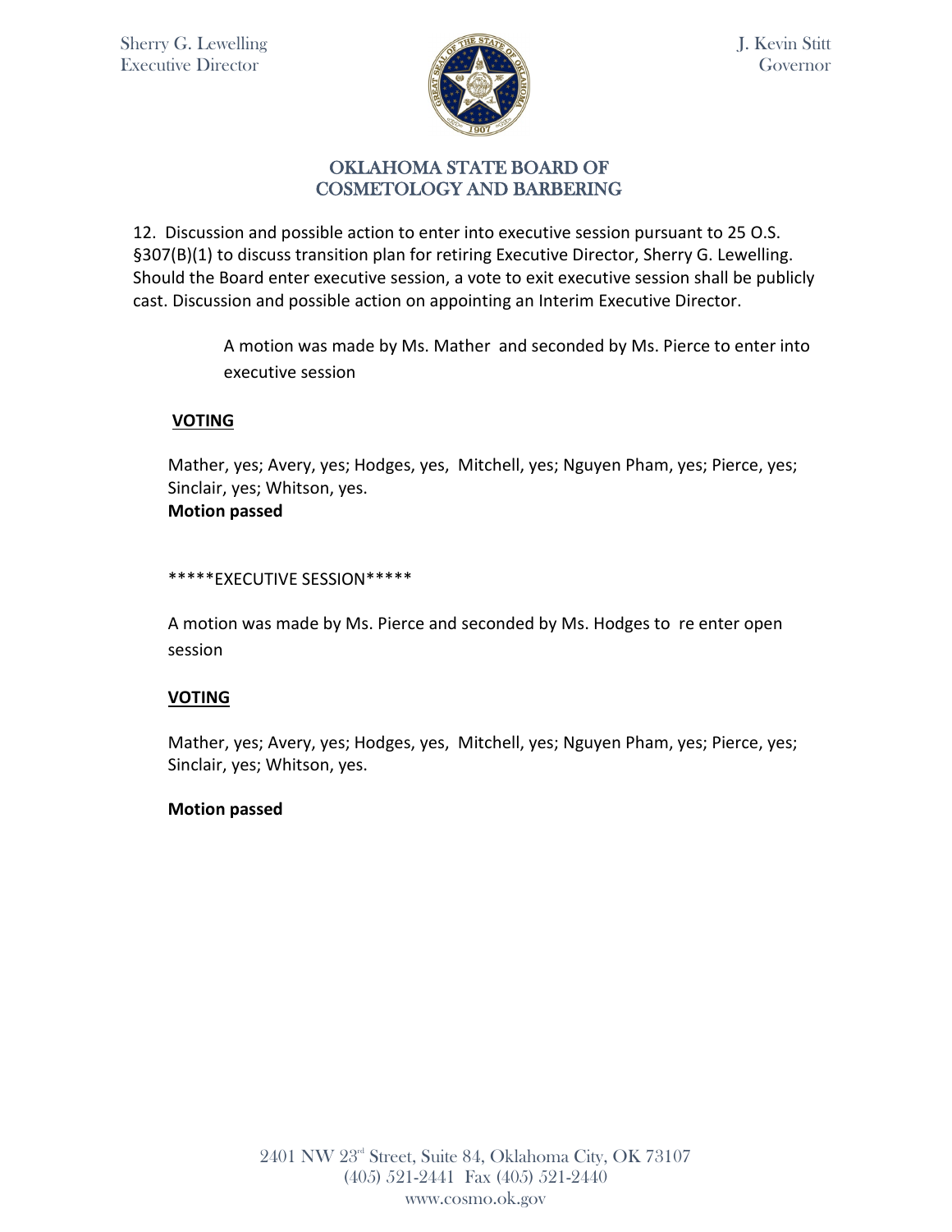12. Discussion and possible action to enter into executive session pursuant to 25 O.S. §307(B)(1) to discuss transition plan for retiring Executive Director, Sherry G. Lewelling. Should the Board enter executive session, a vote to exit executive session shall be publicly cast. Discussion and possible action on appointing an Interim Executive Director.

A motion was made by Ms. Mather and seconded by Ms. Pierce to enter into executive session

**VOTING**

Mather, yes; Avery, yes; Hodges, yes, Mitchell, yes; Nguyen Pham, yes; Pierce, yes; Sinclair, yes; Whitson, yes.

**Motion passed**

*****EXECUTIVE SESSION*****

A motion was made by Ms. Pierce and seconded by Ms. Hodges to re enter open session

**VOTING**

Mather, yes; Avery, yes; Hodges, yes, Mitchell, yes; Nguyen Pham, yes; Pierce, yes; Sinclair, yes; Whitson, yes.

**Motion passed**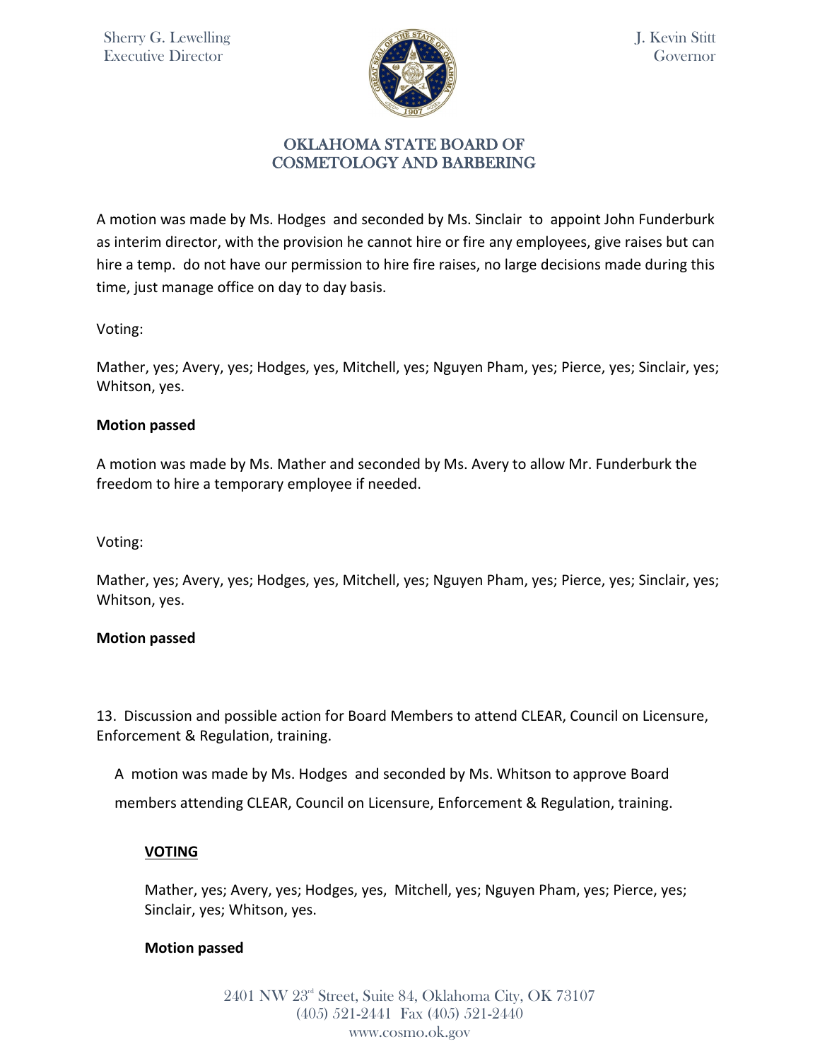Sherry G. Lewelling
Executive Director

J. Kevin Stitt
Governor

# OKLAHOMA STATE BOARD OF COSMETOLOGY AND BARBERING

A motion was made by Ms. Hodges and seconded by Ms. Sinclair to appoint John Funderburk as interim director, with the provision he cannot hire or fire any employees, give raises but can hire a temp. do not have our permission to hire fire raises, no large decisions made during this time, just manage office on day to day basis.

Voting:

Mather, yes; Avery, yes; Hodges, yes, Mitchell, yes; Nguyen Pham, yes; Pierce, yes; Sinclair, yes; Whitson, yes.

**Motion passed**

A motion was made by Ms. Mather and seconded by Ms. Avery to allow Mr. Funderburk the freedom to hire a temporary employee if needed.

Voting:

Mather, yes; Avery, yes; Hodges, yes, Mitchell, yes; Nguyen Pham, yes; Pierce, yes; Sinclair, yes; Whitson, yes.

**Motion passed**

13. Discussion and possible action for Board Members to attend CLEAR, Council on Licensure, Enforcement & Regulation, training.

A motion was made by Ms. Hodges and seconded by Ms. Whitson to approve Board members attending CLEAR, Council on Licensure, Enforcement & Regulation, training.

**VOTING**

Mather, yes; Avery, yes; Hodges, yes, Mitchell, yes; Nguyen Pham, yes; Pierce, yes; Sinclair, yes; Whitson, yes.

**Motion passed**

2401 NW 23rd Street, Suite 84, Oklahoma City, OK 73107
(405) 521-2441 Fax (405) 521-2440
www.cosmo.ok.gov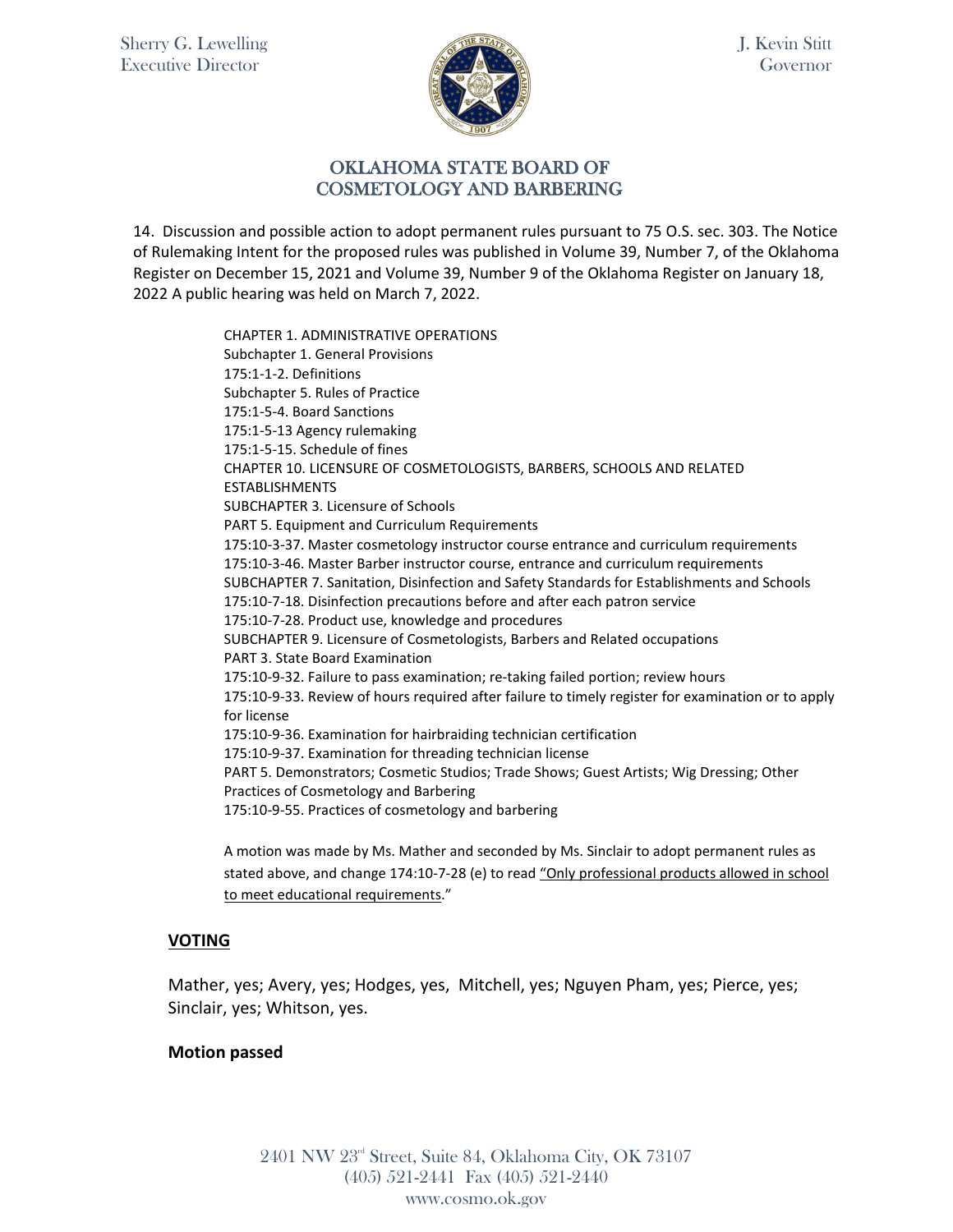Sherry G. Lewelling
Executive Director

J. Kevin Stitt
Governor

# OKLAHOMA STATE BOARD OF COSMETOLOGY AND BARBERING

14. Discussion and possible action to adopt permanent rules pursuant to 75 O.S. sec. 303. The Notice of Rulemaking Intent for the proposed rules was published in Volume 39, Number 7, of the Oklahoma Register on December 15, 2021 and Volume 39, Number 9 of the Oklahoma Register on January 18, 2022 A public hearing was held on March 7, 2022.

CHAPTER 1. ADMINISTRATIVE OPERATIONS
Subchapter 1. General Provisions
175:1-1-2. Definitions
Subchapter 5. Rules of Practice
175:1-5-4. Board Sanctions
175:1-5-13 Agency rulemaking
175:1-5-15. Schedule of fines
CHAPTER 10. LICENSURE OF COSMETOLOGISTS, BARBERS, SCHOOLS AND RELATED ESTABLISHMENTS
SUBCHAPTER 3. Licensure of Schools
PART 5. Equipment and Curriculum Requirements
175:10-3-37. Master cosmetology instructor course entrance and curriculum requirements
175:10-3-46. Master Barber instructor course, entrance and curriculum requirements
SUBCHAPTER 7. Sanitation, Disinfection and Safety Standards for Establishments and Schools
175:10-7-18. Disinfection precautions before and after each patron service
175:10-7-28. Product use, knowledge and procedures
SUBCHAPTER 9. Licensure of Cosmetologists, Barbers and Related occupations
PART 3. State Board Examination
175:10-9-32. Failure to pass examination; re-taking failed portion; review hours
175:10-9-33. Review of hours required after failure to timely register for examination or to apply for license
175:10-9-36. Examination for hairbraiding technician certification
175:10-9-37. Examination for threading technician license
PART 5. Demonstrators; Cosmetic Studios; Trade Shows; Guest Artists; Wig Dressing; Other Practices of Cosmetology and Barbering
175:10-9-55. Practices of cosmetology and barbering

A motion was made by Ms. Mather and seconded by Ms. Sinclair to adopt permanent rules as stated above, and change 174:10-7-28 (e) to read <u>"Only professional products allowed in school to meet educational requirements</u>."

## VOTING

Mather, yes; Avery, yes; Hodges, yes, Mitchell, yes; Nguyen Pham, yes; Pierce, yes; Sinclair, yes; Whitson, yes.

**Motion passed**

2401 NW 23rd Street, Suite 84, Oklahoma City, OK 73107
(405) 521-2441 Fax (405) 521-2440
www.cosmo.ok.gov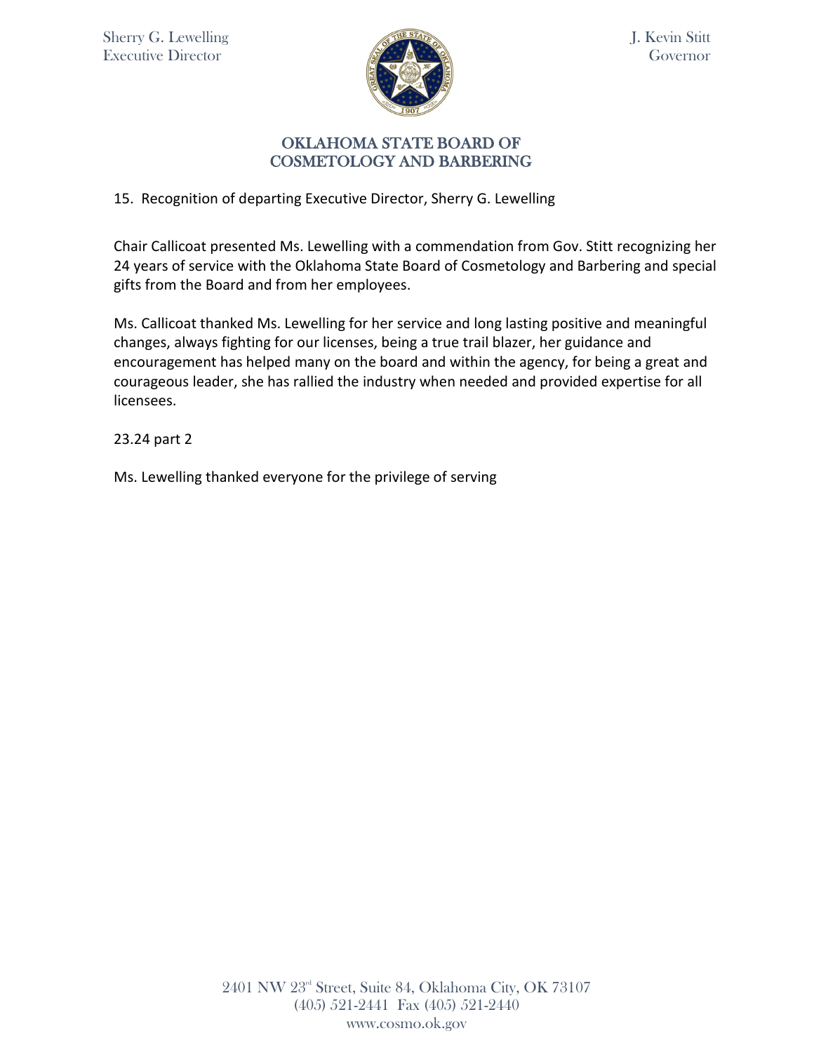Sherry G. Lewelling
Executive Director

J. Kevin Stitt
Governor

## OKLAHOMA STATE BOARD OF COSMETOLOGY AND BARBERING

15. Recognition of departing Executive Director, Sherry G. Lewelling

Chair Callicoat presented Ms. Lewelling with a commendation from Gov. Stitt recognizing her 24 years of service with the Oklahoma State Board of Cosmetology and Barbering and special gifts from the Board and from her employees.

Ms. Callicoat thanked Ms. Lewelling for her service and long lasting positive and meaningful changes, always fighting for our licenses, being a true trail blazer, her guidance and encouragement has helped many on the board and within the agency, for being a great and courageous leader, she has rallied the industry when needed and provided expertise for all licensees.

23.24 part 2

Ms. Lewelling thanked everyone for the privilege of serving

2401 NW 23rd Street, Suite 84, Oklahoma City, OK 73107
(405) 521-2441 Fax (405) 521-2440
www.cosmo.ok.gov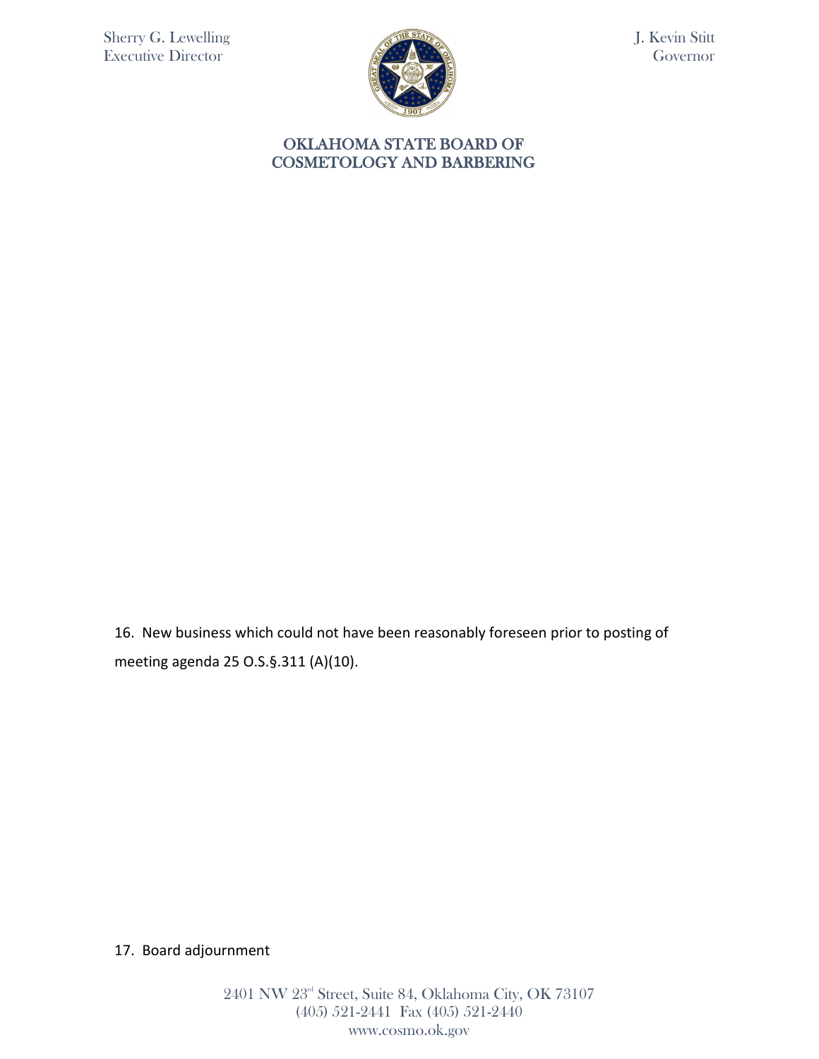16. New business which could not have been reasonably foreseen prior to posting of meeting agenda 25 O.S.§.311 (A)(10).

17. Board adjournment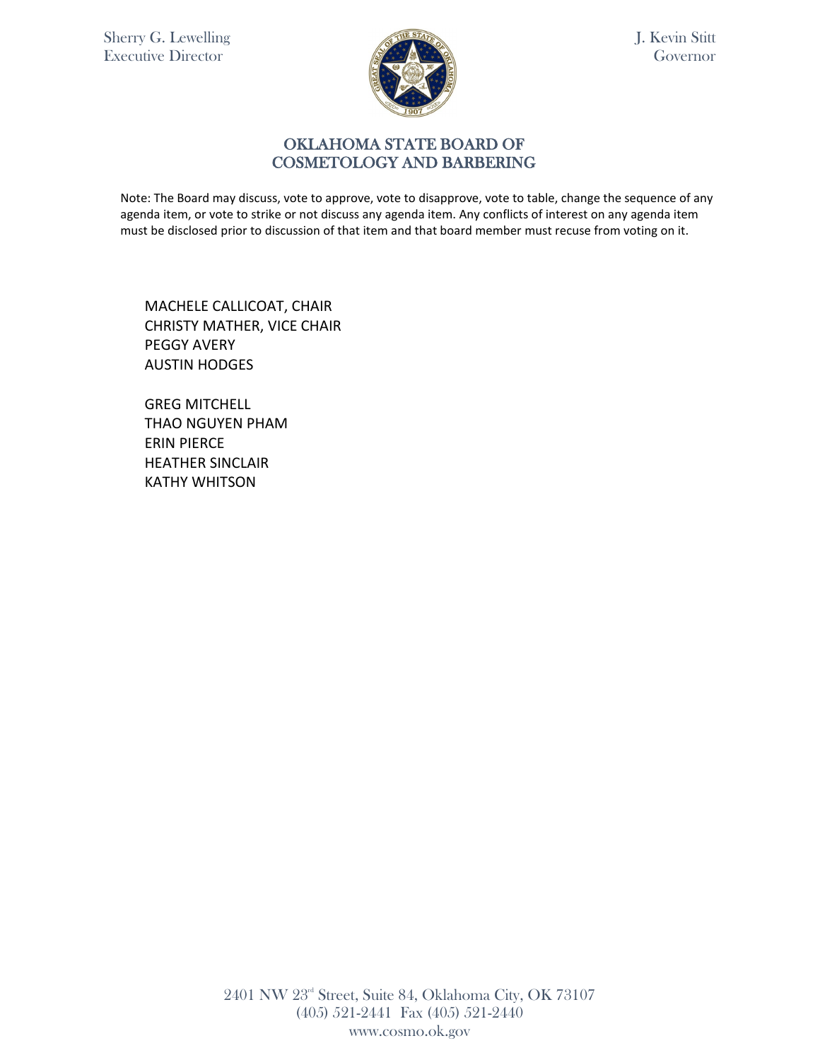Sherry G. Lewelling
Executive Director

J. Kevin Stitt
Governor

# OKLAHOMA STATE BOARD OF COSMETOLOGY AND BARBERING

Note: The Board may discuss, vote to approve, vote to disapprove, vote to table, change the sequence of any agenda item, or vote to strike or not discuss any agenda item. Any conflicts of interest on any agenda item must be disclosed prior to discussion of that item and that board member must recuse from voting on it.

MACHELE CALLICOAT, CHAIR
CHRISTY MATHER, VICE CHAIR
PEGGY AVERY
AUSTIN HODGES

GREG MITCHELL
THAO NGUYEN PHAM
ERIN PIERCE
HEATHER SINCLAIR
KATHY WHITSON

2401 NW 23rd Street, Suite 84, Oklahoma City, OK 73107
(405) 521-2441 Fax (405) 521-2440
www.cosmo.ok.gov